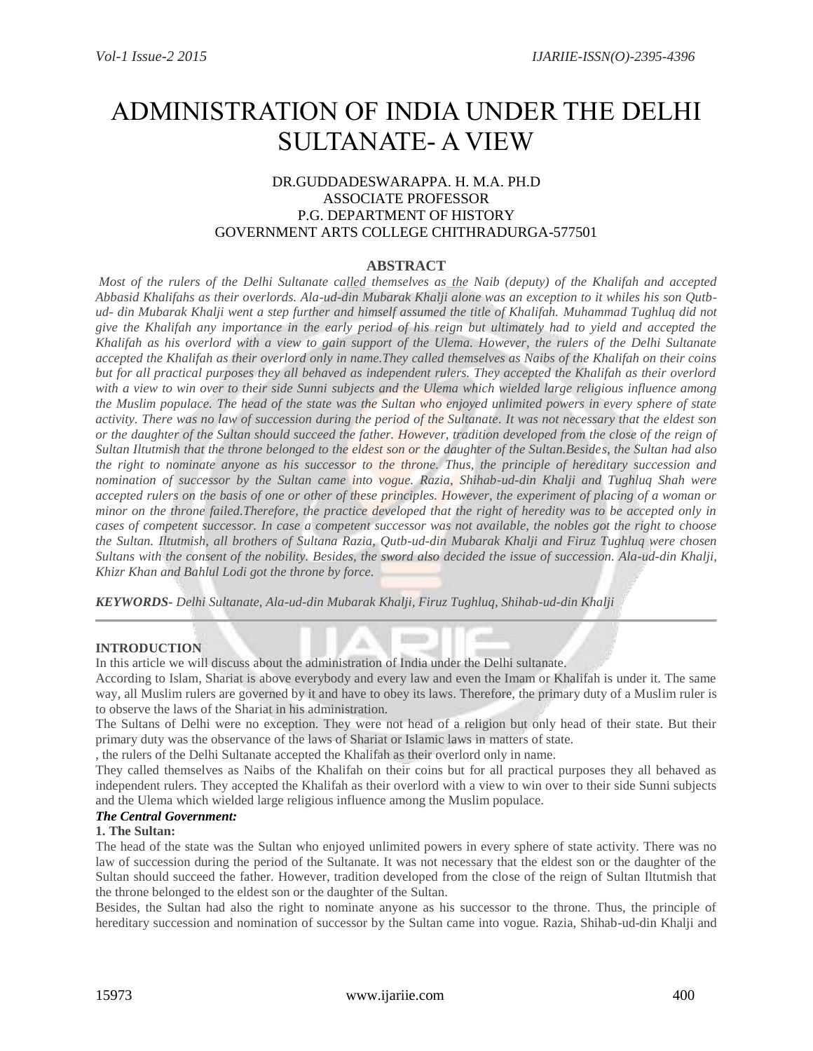# ADMINISTRATION OF INDIA UNDER THE DELHI SULTANATE- A VIEW

DR.GUDDADESWARAPPA. H. M.A. PH.D
ASSOCIATE PROFESSOR
P.G. DEPARTMENT OF HISTORY
GOVERNMENT ARTS COLLEGE CHITHRADURGA-577501

## ABSTRACT

*Most of the rulers of the Delhi Sultanate called themselves as the Naib (deputy) of the Khalifah and accepted Abbasid Khalifahs as their overlords. Ala-ud-din Mubarak Khalji alone was an exception to it whiles his son Qutb-ud- din Mubarak Khalji went a step further and himself assumed the title of Khalifah. Muhammad Tughluq did not give the Khalifah any importance in the early period of his reign but ultimately had to yield and accepted the Khalifah as his overlord with a view to gain support of the Ulema. However, the rulers of the Delhi Sultanate accepted the Khalifah as their overlord only in name.They called themselves as Naibs of the Khalifah on their coins but for all practical purposes they all behaved as independent rulers. They accepted the Khalifah as their overlord with a view to win over to their side Sunni subjects and the Ulema which wielded large religious influence among the Muslim populace. The head of the state was the Sultan who enjoyed unlimited powers in every sphere of state activity. There was no law of succession during the period of the Sultanate. It was not necessary that the eldest son or the daughter of the Sultan should succeed the father. However, tradition developed from the close of the reign of Sultan Iltutmish that the throne belonged to the eldest son or the daughter of the Sultan.Besides, the Sultan had also the right to nominate anyone as his successor to the throne. Thus, the principle of hereditary succession and nomination of successor by the Sultan came into vogue. Razia, Shihab-ud-din Khalji and Tughluq Shah were accepted rulers on the basis of one or other of these principles. However, the experiment of placing of a woman or minor on the throne failed.Therefore, the practice developed that the right of heredity was to be accepted only in cases of competent successor. In case a competent successor was not available, the nobles got the right to choose the Sultan. Iltutmish, all brothers of Sultana Razia, Qutb-ud-din Mubarak Khalji and Firuz Tughluq were chosen Sultans with the consent of the nobility. Besides, the sword also decided the issue of succession. Ala-ud-din Khalji, Khizr Khan and Bahlul Lodi got the throne by force.*

***KEYWORDS-** Delhi Sultanate, Ala-ud-din Mubarak Khalji, Firuz Tughluq, Shihab-ud-din Khalji*

---

### INTRODUCTION

In this article we will discuss about the administration of India under the Delhi sultanate.

According to Islam, Shariat is above everybody and every law and even the Imam or Khalifah is under it. The same way, all Muslim rulers are governed by it and have to obey its laws. Therefore, the primary duty of a Muslim ruler is to observe the laws of the Shariat in his administration.

The Sultans of Delhi were no exception. They were not head of a religion but only head of their state. But their primary duty was the observance of the laws of Shariat or Islamic laws in matters of state.

, the rulers of the Delhi Sultanate accepted the Khalifah as their overlord only in name.

They called themselves as Naibs of the Khalifah on their coins but for all practical purposes they all behaved as independent rulers. They accepted the Khalifah as their overlord with a view to win over to their side Sunni subjects and the Ulema which wielded large religious influence among the Muslim populace.

***The Central Government:***

**1. The Sultan:**

The head of the state was the Sultan who enjoyed unlimited powers in every sphere of state activity. There was no law of succession during the period of the Sultanate. It was not necessary that the eldest son or the daughter of the Sultan should succeed the father. However, tradition developed from the close of the reign of Sultan Iltutmish that the throne belonged to the eldest son or the daughter of the Sultan.

Besides, the Sultan had also the right to nominate anyone as his successor to the throne. Thus, the principle of hereditary succession and nomination of successor by the Sultan came into vogue. Razia, Shihab-ud-din Khalji and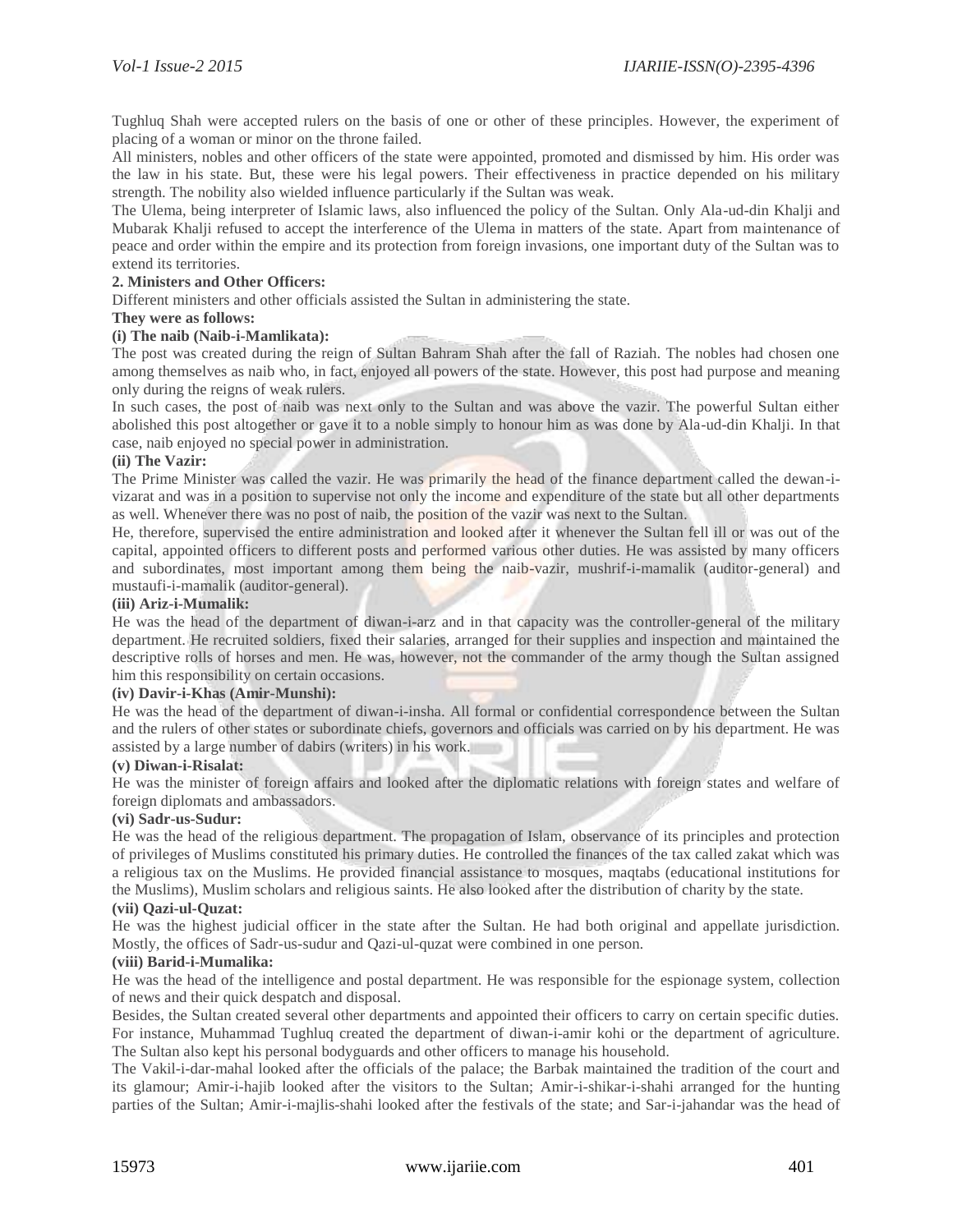Tughluq Shah were accepted rulers on the basis of one or other of these principles. However, the experiment of placing of a woman or minor on the throne failed.

All ministers, nobles and other officers of the state were appointed, promoted and dismissed by him. His order was the law in his state. But, these were his legal powers. Their effectiveness in practice depended on his military strength. The nobility also wielded influence particularly if the Sultan was weak.

The Ulema, being interpreter of Islamic laws, also influenced the policy of the Sultan. Only Ala-ud-din Khalji and Mubarak Khalji refused to accept the interference of the Ulema in matters of the state. Apart from maintenance of peace and order within the empire and its protection from foreign invasions, one important duty of the Sultan was to extend its territories.

**2. Ministers and Other Officers:**

Different ministers and other officials assisted the Sultan in administering the state.

**They were as follows:**

**(i) The naib (Naib-i-Mamlikata):**

The post was created during the reign of Sultan Bahram Shah after the fall of Raziah. The nobles had chosen one among themselves as naib who, in fact, enjoyed all powers of the state. However, this post had purpose and meaning only during the reigns of weak rulers.

In such cases, the post of naib was next only to the Sultan and was above the vazir. The powerful Sultan either abolished this post altogether or gave it to a noble simply to honour him as was done by Ala-ud-din Khalji. In that case, naib enjoyed no special power in administration.

**(ii) The Vazir:**

The Prime Minister was called the vazir. He was primarily the head of the finance department called the dewan-i-vizarat and was in a position to supervise not only the income and expenditure of the state but all other departments as well. Whenever there was no post of naib, the position of the vazir was next to the Sultan.

He, therefore, supervised the entire administration and looked after it whenever the Sultan fell ill or was out of the capital, appointed officers to different posts and performed various other duties. He was assisted by many officers and subordinates, most important among them being the naib-vazir, mushrif-i-mamalik (auditor-general) and mustaufi-i-mamalik (auditor-general).

**(iii) Ariz-i-Mumalik:**

He was the head of the department of diwan-i-arz and in that capacity was the controller-general of the military department. He recruited soldiers, fixed their salaries, arranged for their supplies and inspection and maintained the descriptive rolls of horses and men. He was, however, not the commander of the army though the Sultan assigned him this responsibility on certain occasions.

**(iv) Davir-i-Khas (Amir-Munshi):**

He was the head of the department of diwan-i-insha. All formal or confidential correspondence between the Sultan and the rulers of other states or subordinate chiefs, governors and officials was carried on by his department. He was assisted by a large number of dabirs (writers) in his work.

**(v) Diwan-i-Risalat:**

He was the minister of foreign affairs and looked after the diplomatic relations with foreign states and welfare of foreign diplomats and ambassadors.

**(vi) Sadr-us-Sudur:**

He was the head of the religious department. The propagation of Islam, observance of its principles and protection of privileges of Muslims constituted his primary duties. He controlled the finances of the tax called zakat which was a religious tax on the Muslims. He provided financial assistance to mosques, maqtabs (educational institutions for the Muslims), Muslim scholars and religious saints. He also looked after the distribution of charity by the state.

**(vii) Qazi-ul-Quzat:**

He was the highest judicial officer in the state after the Sultan. He had both original and appellate jurisdiction. Mostly, the offices of Sadr-us-sudur and Qazi-ul-quzat were combined in one person.

**(viii) Barid-i-Mumalika:**

He was the head of the intelligence and postal department. He was responsible for the espionage system, collection of news and their quick despatch and disposal.

Besides, the Sultan created several other departments and appointed their officers to carry on certain specific duties. For instance, Muhammad Tughluq created the department of diwan-i-amir kohi or the department of agriculture. The Sultan also kept his personal bodyguards and other officers to manage his household.

The Vakil-i-dar-mahal looked after the officials of the palace; the Barbak maintained the tradition of the court and its glamour; Amir-i-hajib looked after the visitors to the Sultan; Amir-i-shikar-i-shahi arranged for the hunting parties of the Sultan; Amir-i-majlis-shahi looked after the festivals of the state; and Sar-i-jahandar was the head of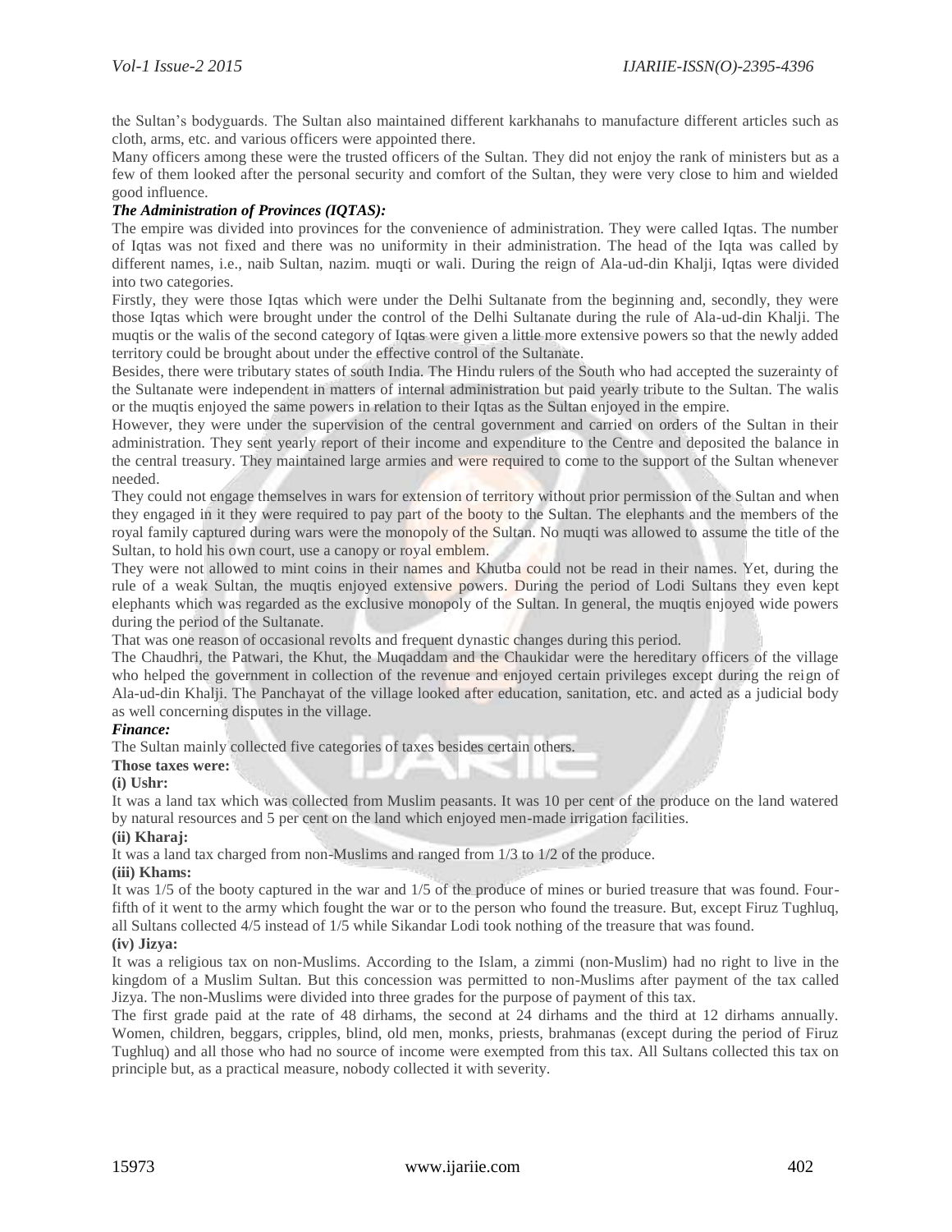the Sultan's bodyguards. The Sultan also maintained different karkhanahs to manufacture different articles such as cloth, arms, etc. and various officers were appointed there.

Many officers among these were the trusted officers of the Sultan. They did not enjoy the rank of ministers but as a few of them looked after the personal security and comfort of the Sultan, they were very close to him and wielded good influence.

***The Administration of Provinces (IQTAS):***

The empire was divided into provinces for the convenience of administration. They were called Iqtas. The number of Iqtas was not fixed and there was no uniformity in their administration. The head of the Iqta was called by different names, i.e., naib Sultan, nazim. muqti or wali. During the reign of Ala-ud-din Khalji, Iqtas were divided into two categories.

Firstly, they were those Iqtas which were under the Delhi Sultanate from the beginning and, secondly, they were those Iqtas which were brought under the control of the Delhi Sultanate during the rule of Ala-ud-din Khalji. The muqtis or the walis of the second category of Iqtas were given a little more extensive powers so that the newly added territory could be brought about under the effective control of the Sultanate.

Besides, there were tributary states of south India. The Hindu rulers of the South who had accepted the suzerainty of the Sultanate were independent in matters of internal administration but paid yearly tribute to the Sultan. The walis or the muqtis enjoyed the same powers in relation to their Iqtas as the Sultan enjoyed in the empire.

However, they were under the supervision of the central government and carried on orders of the Sultan in their administration. They sent yearly report of their income and expenditure to the Centre and deposited the balance in the central treasury. They maintained large armies and were required to come to the support of the Sultan whenever needed.

They could not engage themselves in wars for extension of territory without prior permission of the Sultan and when they engaged in it they were required to pay part of the booty to the Sultan. The elephants and the members of the royal family captured during wars were the monopoly of the Sultan. No muqti was allowed to assume the title of the Sultan, to hold his own court, use a canopy or royal emblem.

They were not allowed to mint coins in their names and Khutba could not be read in their names. Yet, during the rule of a weak Sultan, the muqtis enjoyed extensive powers. During the period of Lodi Sultans they even kept elephants which was regarded as the exclusive monopoly of the Sultan. In general, the muqtis enjoyed wide powers during the period of the Sultanate.

That was one reason of occasional revolts and frequent dynastic changes during this period.

The Chaudhri, the Patwari, the Khut, the Muqaddam and the Chaukidar were the hereditary officers of the village who helped the government in collection of the revenue and enjoyed certain privileges except during the reign of Ala-ud-din Khalji. The Panchayat of the village looked after education, sanitation, etc. and acted as a judicial body as well concerning disputes in the village.

***Finance:***

The Sultan mainly collected five categories of taxes besides certain others.

**Those taxes were:**

**(i) Ushr:**

It was a land tax which was collected from Muslim peasants. It was 10 per cent of the produce on the land watered by natural resources and 5 per cent on the land which enjoyed men-made irrigation facilities.

**(ii) Kharaj:**

It was a land tax charged from non-Muslims and ranged from 1/3 to 1/2 of the produce.

**(iii) Khams:**

It was 1/5 of the booty captured in the war and 1/5 of the produce of mines or buried treasure that was found. Four-fifth of it went to the army which fought the war or to the person who found the treasure. But, except Firuz Tughluq, all Sultans collected 4/5 instead of 1/5 while Sikandar Lodi took nothing of the treasure that was found.

**(iv) Jizya:**

It was a religious tax on non-Muslims. According to the Islam, a zimmi (non-Muslim) had no right to live in the kingdom of a Muslim Sultan. But this concession was permitted to non-Muslims after payment of the tax called Jizya. The non-Muslims were divided into three grades for the purpose of payment of this tax.

The first grade paid at the rate of 48 dirhams, the second at 24 dirhams and the third at 12 dirhams annually. Women, children, beggars, cripples, blind, old men, monks, priests, brahmanas (except during the period of Firuz Tughluq) and all those who had no source of income were exempted from this tax. All Sultans collected this tax on principle but, as a practical measure, nobody collected it with severity.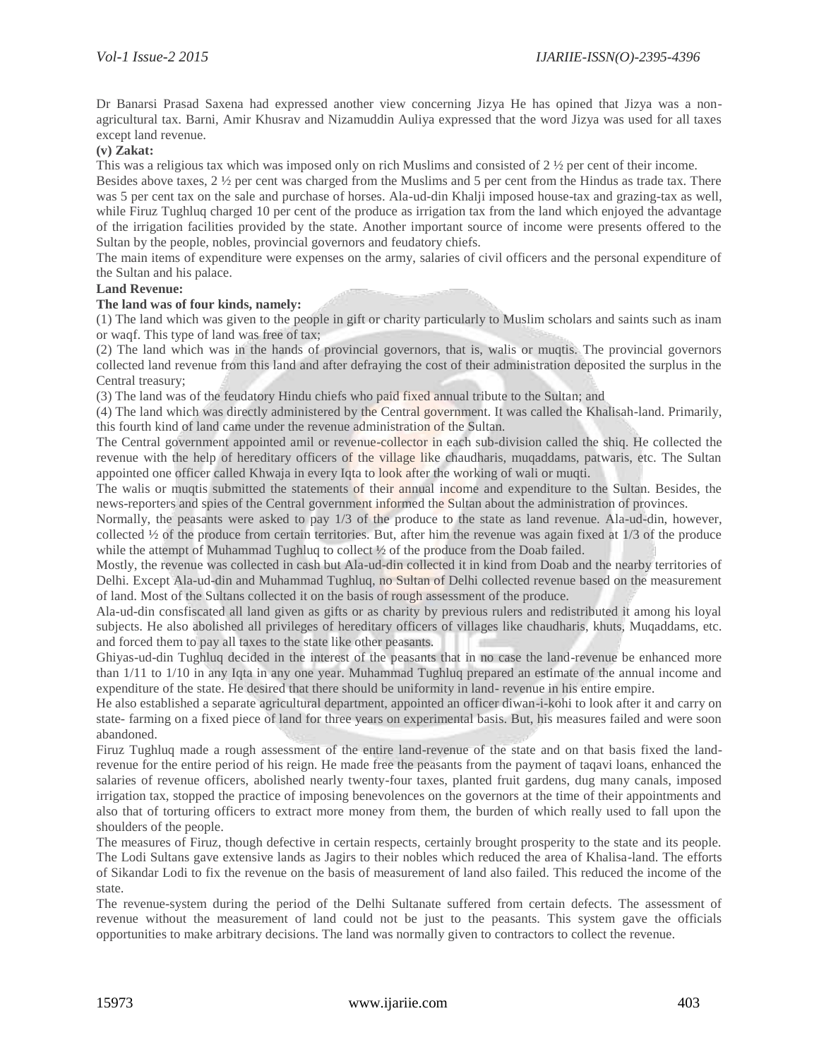Dr Banarsi Prasad Saxena had expressed another view concerning Jizya He has opined that Jizya was a non-agricultural tax. Barni, Amir Khusrav and Nizamuddin Auliya expressed that the word Jizya was used for all taxes except land revenue.

**(v) Zakat:**

This was a religious tax which was imposed only on rich Muslims and consisted of 2 ½ per cent of their income.

Besides above taxes, 2 ½ per cent was charged from the Muslims and 5 per cent from the Hindus as trade tax. There was 5 per cent tax on the sale and purchase of horses. Ala-ud-din Khalji imposed house-tax and grazing-tax as well, while Firuz Tughluq charged 10 per cent of the produce as irrigation tax from the land which enjoyed the advantage of the irrigation facilities provided by the state. Another important source of income were presents offered to the Sultan by the people, nobles, provincial governors and feudatory chiefs.

The main items of expenditure were expenses on the army, salaries of civil officers and the personal expenditure of the Sultan and his palace.

**Land Revenue:**

**The land was of four kinds, namely:**

(1) The land which was given to the people in gift or charity particularly to Muslim scholars and saints such as inam or waqf. This type of land was free of tax;

(2) The land which was in the hands of provincial governors, that is, walis or muqtis. The provincial governors collected land revenue from this land and after defraying the cost of their administration deposited the surplus in the Central treasury;

(3) The land was of the feudatory Hindu chiefs who paid fixed annual tribute to the Sultan; and

(4) The land which was directly administered by the Central government. It was called the Khalisah-land. Primarily, this fourth kind of land came under the revenue administration of the Sultan.

The Central government appointed amil or revenue-collector in each sub-division called the shiq. He collected the revenue with the help of hereditary officers of the village like chaudharis, muqaddams, patwaris, etc. The Sultan appointed one officer called Khwaja in every Iqta to look after the working of wali or muqti.

The walis or muqtis submitted the statements of their annual income and expenditure to the Sultan. Besides, the news-reporters and spies of the Central government informed the Sultan about the administration of provinces.

Normally, the peasants were asked to pay 1/3 of the produce to the state as land revenue. Ala-ud-din, however, collected ½ of the produce from certain territories. But, after him the revenue was again fixed at 1/3 of the produce while the attempt of Muhammad Tughluq to collect ½ of the produce from the Doab failed.

Mostly, the revenue was collected in cash but Ala-ud-din collected it in kind from Doab and the nearby territories of Delhi. Except Ala-ud-din and Muhammad Tughluq, no Sultan of Delhi collected revenue based on the measurement of land. Most of the Sultans collected it on the basis of rough assessment of the produce.

Ala-ud-din consfiscated all land given as gifts or as charity by previous rulers and redistributed it among his loyal subjects. He also abolished all privileges of hereditary officers of villages like chaudharis, khuts, Muqaddams, etc. and forced them to pay all taxes to the state like other peasants.

Ghiyas-ud-din Tughluq decided in the interest of the peasants that in no case the land-revenue be enhanced more than 1/11 to 1/10 in any Iqta in any one year. Muhammad Tughluq prepared an estimate of the annual income and expenditure of the state. He desired that there should be uniformity in land- revenue in his entire empire.

He also established a separate agricultural department, appointed an officer diwan-i-kohi to look after it and carry on state- farming on a fixed piece of land for three years on experimental basis. But, his measures failed and were soon abandoned.

Firuz Tughluq made a rough assessment of the entire land-revenue of the state and on that basis fixed the land-revenue for the entire period of his reign. He made free the peasants from the payment of taqavi loans, enhanced the salaries of revenue officers, abolished nearly twenty-four taxes, planted fruit gardens, dug many canals, imposed irrigation tax, stopped the practice of imposing benevolences on the governors at the time of their appointments and also that of torturing officers to extract more money from them, the burden of which really used to fall upon the shoulders of the people.

The measures of Firuz, though defective in certain respects, certainly brought prosperity to the state and its people. The Lodi Sultans gave extensive lands as Jagirs to their nobles which reduced the area of Khalisa-land. The efforts of Sikandar Lodi to fix the revenue on the basis of measurement of land also failed. This reduced the income of the state.

The revenue-system during the period of the Delhi Sultanate suffered from certain defects. The assessment of revenue without the measurement of land could not be just to the peasants. This system gave the officials opportunities to make arbitrary decisions. The land was normally given to contractors to collect the revenue.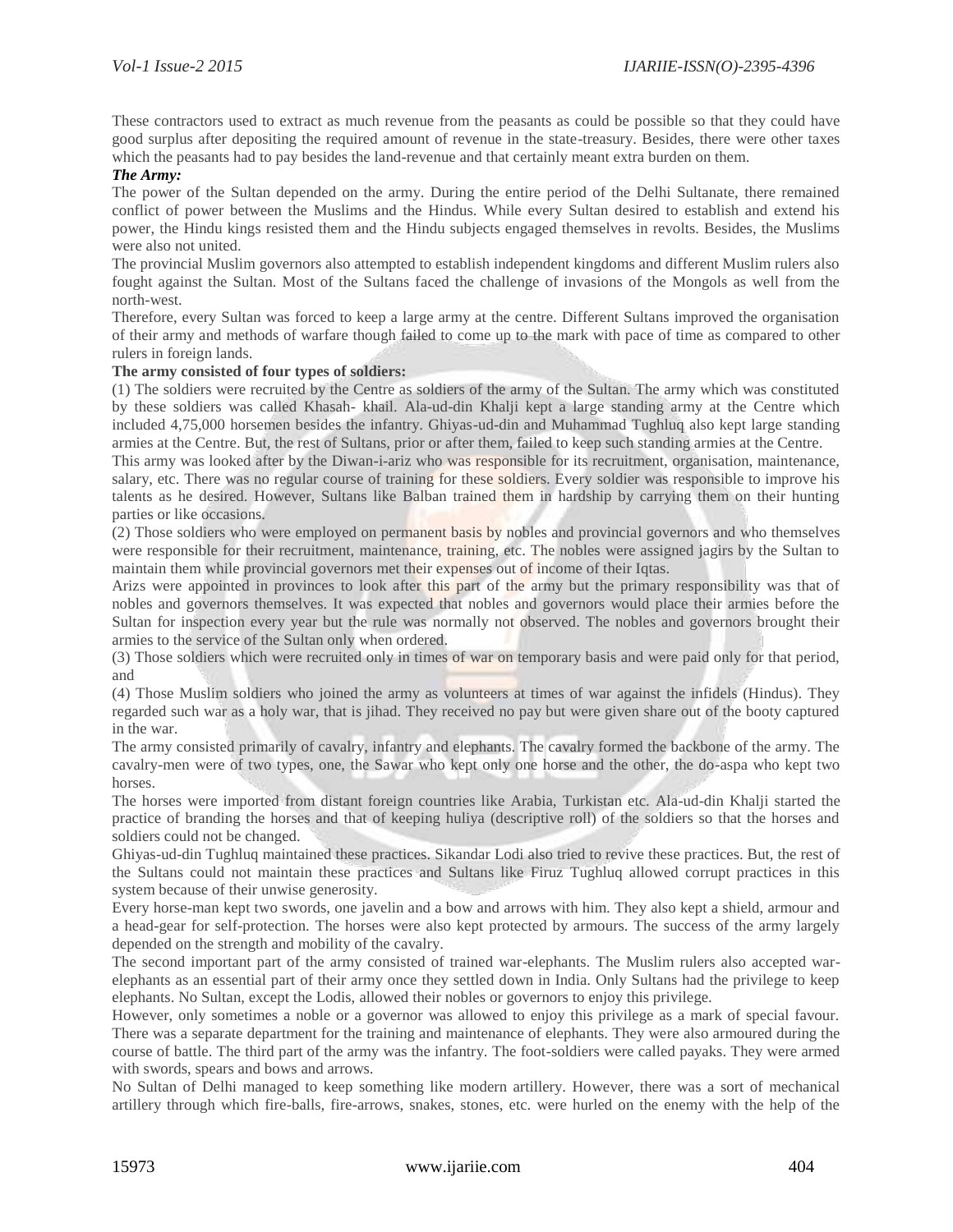These contractors used to extract as much revenue from the peasants as could be possible so that they could have good surplus after depositing the required amount of revenue in the state-treasury. Besides, there were other taxes which the peasants had to pay besides the land-revenue and that certainly meant extra burden on them.

***The Army:***

The power of the Sultan depended on the army. During the entire period of the Delhi Sultanate, there remained conflict of power between the Muslims and the Hindus. While every Sultan desired to establish and extend his power, the Hindu kings resisted them and the Hindu subjects engaged themselves in revolts. Besides, the Muslims were also not united.

The provincial Muslim governors also attempted to establish independent kingdoms and different Muslim rulers also fought against the Sultan. Most of the Sultans faced the challenge of invasions of the Mongols as well from the north-west.

Therefore, every Sultan was forced to keep a large army at the centre. Different Sultans improved the organisation of their army and methods of warfare though failed to come up to the mark with pace of time as compared to other rulers in foreign lands.

**The army consisted of four types of soldiers:**

(1) The soldiers were recruited by the Centre as soldiers of the army of the Sultan. The army which was constituted by these soldiers was called Khasah- khail. Ala-ud-din Khalji kept a large standing army at the Centre which included 4,75,000 horsemen besides the infantry. Ghiyas-ud-din and Muhammad Tughluq also kept large standing armies at the Centre. But, the rest of Sultans, prior or after them, failed to keep such standing armies at the Centre.

This army was looked after by the Diwan-i-ariz who was responsible for its recruitment, organisation, maintenance, salary, etc. There was no regular course of training for these soldiers. Every soldier was responsible to improve his talents as he desired. However, Sultans like Balban trained them in hardship by carrying them on their hunting parties or like occasions.

(2) Those soldiers who were employed on permanent basis by nobles and provincial governors and who themselves were responsible for their recruitment, maintenance, training, etc. The nobles were assigned jagirs by the Sultan to maintain them while provincial governors met their expenses out of income of their Iqtas.

Arizs were appointed in provinces to look after this part of the army but the primary responsibility was that of nobles and governors themselves. It was expected that nobles and governors would place their armies before the Sultan for inspection every year but the rule was normally not observed. The nobles and governors brought their armies to the service of the Sultan only when ordered.

(3) Those soldiers which were recruited only in times of war on temporary basis and were paid only for that period, and

(4) Those Muslim soldiers who joined the army as volunteers at times of war against the infidels (Hindus). They regarded such war as a holy war, that is jihad. They received no pay but were given share out of the booty captured in the war.

The army consisted primarily of cavalry, infantry and elephants. The cavalry formed the backbone of the army. The cavalry-men were of two types, one, the Sawar who kept only one horse and the other, the do-aspa who kept two horses.

The horses were imported from distant foreign countries like Arabia, Turkistan etc. Ala-ud-din Khalji started the practice of branding the horses and that of keeping huliya (descriptive roll) of the soldiers so that the horses and soldiers could not be changed.

Ghiyas-ud-din Tughluq maintained these practices. Sikandar Lodi also tried to revive these practices. But, the rest of the Sultans could not maintain these practices and Sultans like Firuz Tughluq allowed corrupt practices in this system because of their unwise generosity.

Every horse-man kept two swords, one javelin and a bow and arrows with him. They also kept a shield, armour and a head-gear for self-protection. The horses were also kept protected by armours. The success of the army largely depended on the strength and mobility of the cavalry.

The second important part of the army consisted of trained war-elephants. The Muslim rulers also accepted war-elephants as an essential part of their army once they settled down in India. Only Sultans had the privilege to keep elephants. No Sultan, except the Lodis, allowed their nobles or governors to enjoy this privilege.

However, only sometimes a noble or a governor was allowed to enjoy this privilege as a mark of special favour. There was a separate department for the training and maintenance of elephants. They were also armoured during the course of battle. The third part of the army was the infantry. The foot-soldiers were called payaks. They were armed with swords, spears and bows and arrows.

No Sultan of Delhi managed to keep something like modern artillery. However, there was a sort of mechanical artillery through which fire-balls, fire-arrows, snakes, stones, etc. were hurled on the enemy with the help of the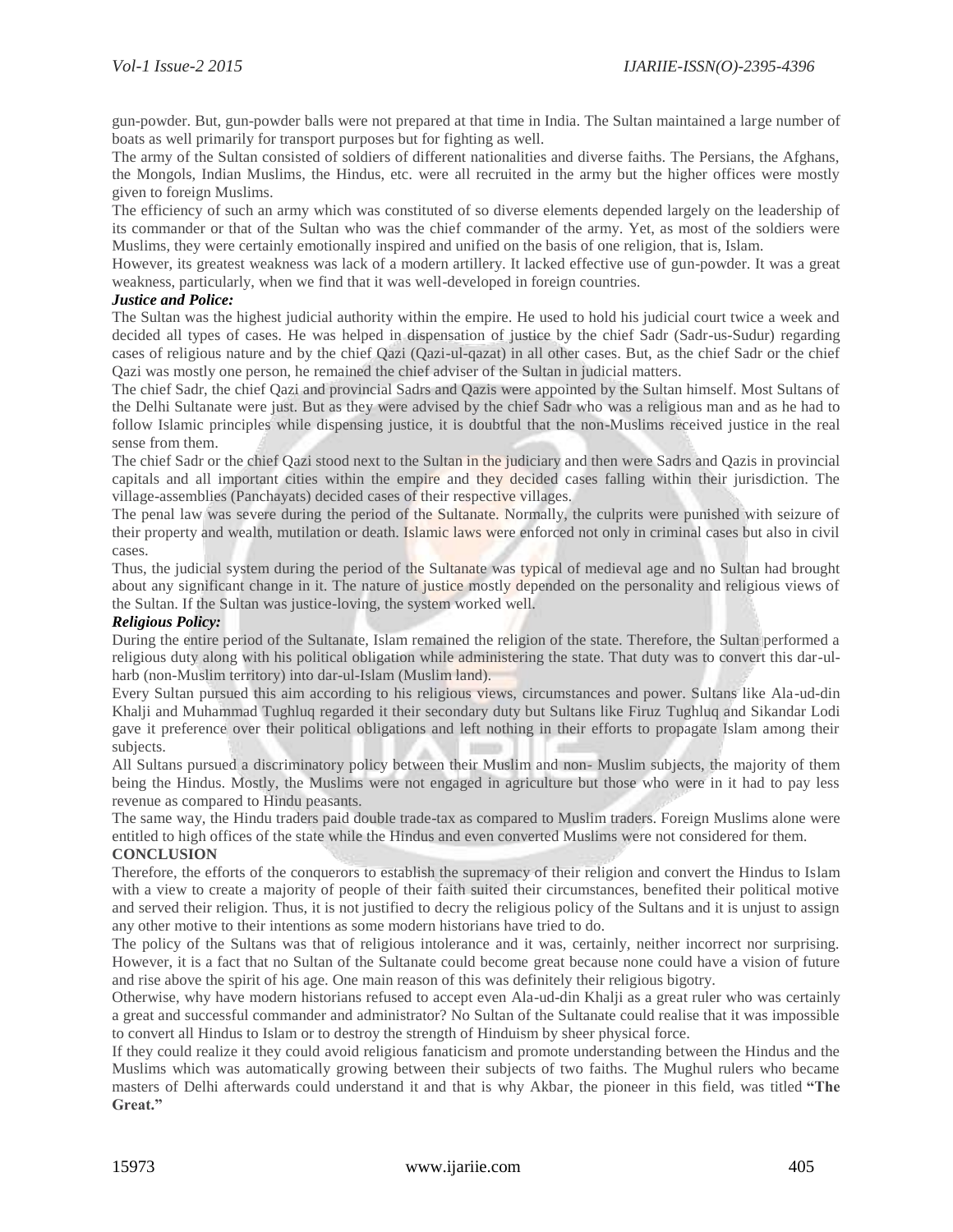gun-powder. But, gun-powder balls were not prepared at that time in India. The Sultan maintained a large number of boats as well primarily for transport purposes but for fighting as well.

The army of the Sultan consisted of soldiers of different nationalities and diverse faiths. The Persians, the Afghans, the Mongols, Indian Muslims, the Hindus, etc. were all recruited in the army but the higher offices were mostly given to foreign Muslims.

The efficiency of such an army which was constituted of so diverse elements depended largely on the leadership of its commander or that of the Sultan who was the chief commander of the army. Yet, as most of the soldiers were Muslims, they were certainly emotionally inspired and unified on the basis of one religion, that is, Islam.

However, its greatest weakness was lack of a modern artillery. It lacked effective use of gun-powder. It was a great weakness, particularly, when we find that it was well-developed in foreign countries.

***Justice and Police:***

The Sultan was the highest judicial authority within the empire. He used to hold his judicial court twice a week and decided all types of cases. He was helped in dispensation of justice by the chief Sadr (Sadr-us-Sudur) regarding cases of religious nature and by the chief Qazi (Qazi-ul-qazat) in all other cases. But, as the chief Sadr or the chief Qazi was mostly one person, he remained the chief adviser of the Sultan in judicial matters.

The chief Sadr, the chief Qazi and provincial Sadrs and Qazis were appointed by the Sultan himself. Most Sultans of the Delhi Sultanate were just. But as they were advised by the chief Sadr who was a religious man and as he had to follow Islamic principles while dispensing justice, it is doubtful that the non-Muslims received justice in the real sense from them.

The chief Sadr or the chief Qazi stood next to the Sultan in the judiciary and then were Sadrs and Qazis in provincial capitals and all important cities within the empire and they decided cases falling within their jurisdiction. The village-assemblies (Panchayats) decided cases of their respective villages.

The penal law was severe during the period of the Sultanate. Normally, the culprits were punished with seizure of their property and wealth, mutilation or death. Islamic laws were enforced not only in criminal cases but also in civil cases.

Thus, the judicial system during the period of the Sultanate was typical of medieval age and no Sultan had brought about any significant change in it. The nature of justice mostly depended on the personality and religious views of the Sultan. If the Sultan was justice-loving, the system worked well.

***Religious Policy:***

During the entire period of the Sultanate, Islam remained the religion of the state. Therefore, the Sultan performed a religious duty along with his political obligation while administering the state. That duty was to convert this dar-ul-harb (non-Muslim territory) into dar-ul-Islam (Muslim land).

Every Sultan pursued this aim according to his religious views, circumstances and power. Sultans like Ala-ud-din Khalji and Muhammad Tughluq regarded it their secondary duty but Sultans like Firuz Tughluq and Sikandar Lodi gave it preference over their political obligations and left nothing in their efforts to propagate Islam among their subjects.

All Sultans pursued a discriminatory policy between their Muslim and non- Muslim subjects, the majority of them being the Hindus. Mostly, the Muslims were not engaged in agriculture but those who were in it had to pay less revenue as compared to Hindu peasants.

The same way, the Hindu traders paid double trade-tax as compared to Muslim traders. Foreign Muslims alone were entitled to high offices of the state while the Hindus and even converted Muslims were not considered for them.

**CONCLUSION**

Therefore, the efforts of the conquerors to establish the supremacy of their religion and convert the Hindus to Islam with a view to create a majority of people of their faith suited their circumstances, benefited their political motive and served their religion. Thus, it is not justified to decry the religious policy of the Sultans and it is unjust to assign any other motive to their intentions as some modern historians have tried to do.

The policy of the Sultans was that of religious intolerance and it was, certainly, neither incorrect nor surprising. However, it is a fact that no Sultan of the Sultanate could become great because none could have a vision of future and rise above the spirit of his age. One main reason of this was definitely their religious bigotry.

Otherwise, why have modern historians refused to accept even Ala-ud-din Khalji as a great ruler who was certainly a great and successful commander and administrator? No Sultan of the Sultanate could realise that it was impossible to convert all Hindus to Islam or to destroy the strength of Hinduism by sheer physical force.

If they could realize it they could avoid religious fanaticism and promote understanding between the Hindus and the Muslims which was automatically growing between their subjects of two faiths. The Mughul rulers who became masters of Delhi afterwards could understand it and that is why Akbar, the pioneer in this field, was titled **"The Great."**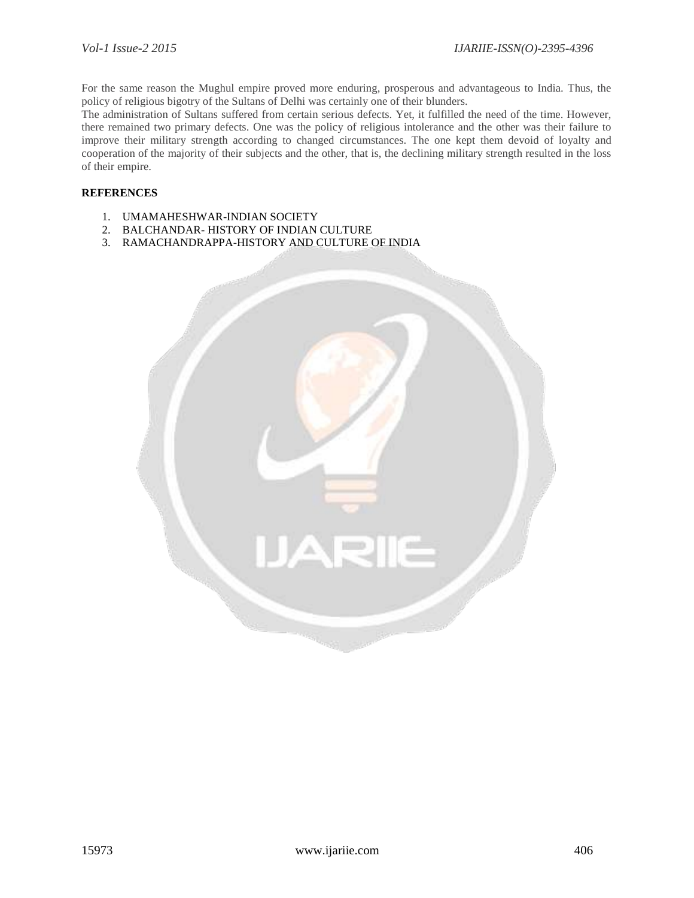For the same reason the Mughul empire proved more enduring, prosperous and advantageous to India. Thus, the policy of religious bigotry of the Sultans of Delhi was certainly one of their blunders.

The administration of Sultans suffered from certain serious defects. Yet, it fulfilled the need of the time. However, there remained two primary defects. One was the policy of religious intolerance and the other was their failure to improve their military strength according to changed circumstances. The one kept them devoid of loyalty and cooperation of the majority of their subjects and the other, that is, the declining military strength resulted in the loss of their empire.

**REFERENCES**

1. UMAMAHESHWAR-INDIAN SOCIETY
2. BALCHANDAR- HISTORY OF INDIAN CULTURE
3. RAMACHANDRAPPA-HISTORY AND CULTURE OF INDIA